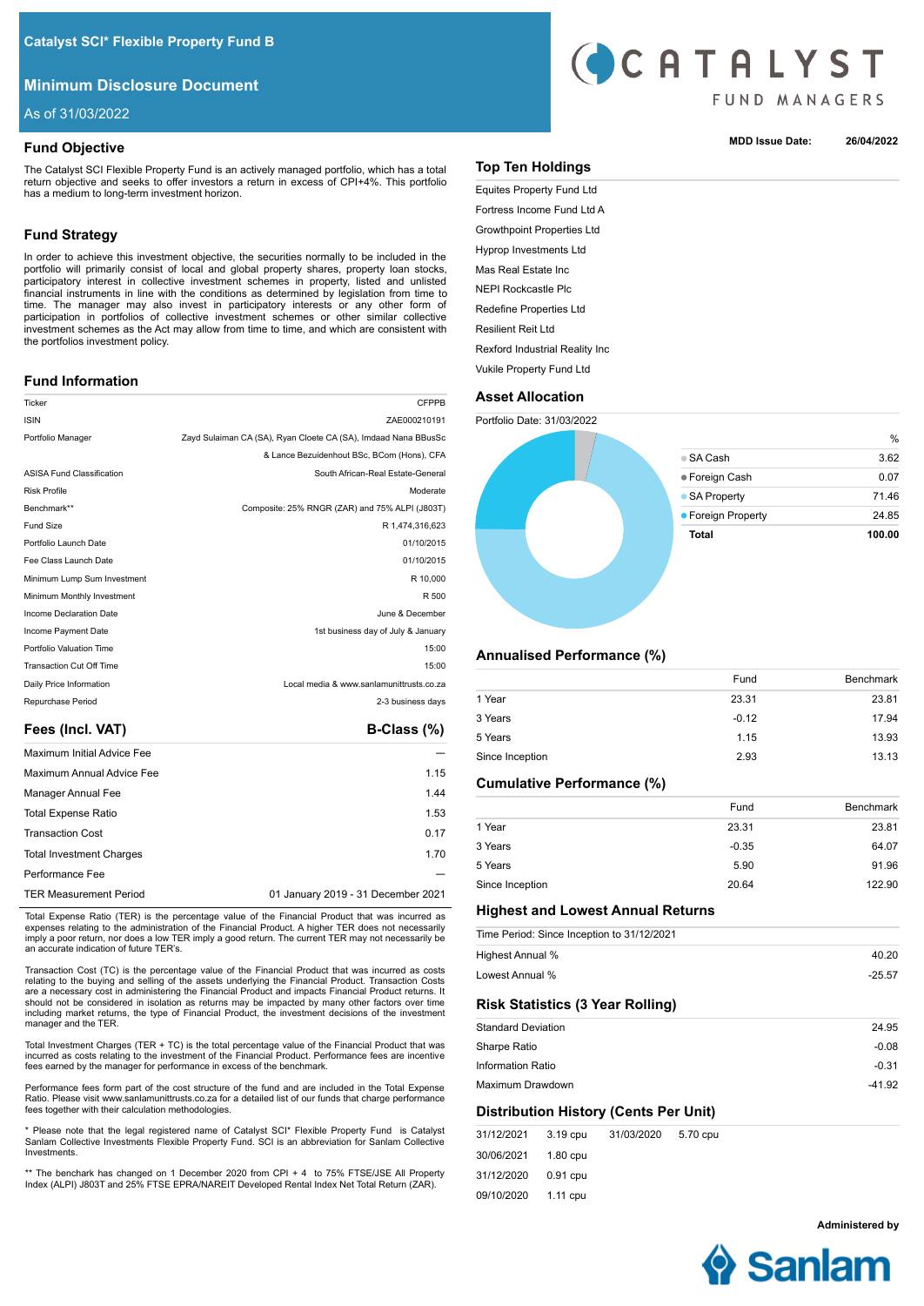# Catalyst SCI* Flexible Property Fund B

## Minimum Disclosure Document

As of 31/03/2022

CATALYST FUND MANAGERS

**MDD Issue Date:** 26/04/2022

## Fund Objective

The Catalyst SCI Flexible Property Fund is an actively managed portfolio, which has a total return objective and seeks to offer investors a return in excess of CPI+4%. This portfolio has a medium to long-term investment horizon.

## Fund Strategy

In order to achieve this investment objective, the securities normally to be included in the portfolio will primarily consist of local and global property shares, property loan stocks, participatory interest in collective investment schemes in property, listed and unlisted financial instruments in line with the conditions as determined by legislation from time to time. The manager may also invest in participatory interests or any other form of participation in portfolios of collective investment schemes or other similar collective investment schemes as the Act may allow from time to time, and which are consistent with the portfolios investment policy.

## Fund Information

| | |
|---|---|
| Ticker | CFPPB |
| ISIN | ZAE000210191 |
| Portfolio Manager | Zayd Sulaiman CA (SA), Ryan Cloete CA (SA), Imdaad Nana BBusSc & Lance Bezuidenhout BSc, BCom (Hons), CFA |
| ASISA Fund Classification | South African-Real Estate-General |
| Risk Profile | Moderate |
| Benchmark** | Composite: 25% RNGR (ZAR) and 75% ALPI (J803T) |
| Fund Size | R 1,474,316,623 |
| Portfolio Launch Date | 01/10/2015 |
| Fee Class Launch Date | 01/10/2015 |
| Minimum Lump Sum Investment | R 10,000 |
| Minimum Monthly Investment | R 500 |
| Income Declaration Date | June & December |
| Income Payment Date | 1st business day of July & January |
| Portfolio Valuation Time | 15:00 |
| Transaction Cut Off Time | 15:00 |
| Daily Price Information | Local media & www.sanlamunittrusts.co.za |
| Repurchase Period | 2-3 business days |

## Fees (Incl. VAT)

| | B-Class (%) |
|---|---|
| Maximum Initial Advice Fee | — |
| Maximum Annual Advice Fee | 1.15 |
| Manager Annual Fee | 1.44 |
| Total Expense Ratio | 1.53 |
| Transaction Cost | 0.17 |
| Total Investment Charges | 1.70 |
| Performance Fee | — |
| TER Measurement Period | 01 January 2019 - 31 December 2021 |

Total Expense Ratio (TER) is the percentage value of the Financial Product that was incurred as expenses relating to the administration of the Financial Product. A higher TER does not necessarily imply a poor return, nor does a low TER imply a good return. The current TER may not necessarily be an accurate indication of future TER's.

Transaction Cost (TC) is the percentage value of the Financial Product that was incurred as costs relating to the buying and selling of the assets underlying the Financial Product. Transaction Costs are a necessary cost in administering the Financial Product and impacts Financial Product returns. It should not be considered in isolation as returns may be impacted by many other factors over time including market returns, the type of Financial Product, the investment decisions of the investment manager and the TER.

Total Investment Charges (TER + TC) is the total percentage value of the Financial Product that was incurred as costs relating to the investment of the Financial Product. Performance fees are incentive fees earned by the manager for performance in excess of the benchmark.

Performance fees form part of the cost structure of the fund and are included in the Total Expense Ratio. Please visit www.sanlamunittrusts.co.za for a detailed list of our funds that charge performance fees together with their calculation methodologies.

* Please note that the legal registered name of Catalyst SCI* Flexible Property Fund is Catalyst Sanlam Collective Investments Flexible Property Fund. SCI is an abbreviation for Sanlam Collective Investments.

** The benchark has changed on 1 December 2020 from CPI + 4 to 75% FTSE/JSE All Property Index (ALPI) J803T and 25% FTSE EPRA/NAREIT Developed Rental Index Net Total Return (ZAR).

## Top Ten Holdings

- Equites Property Fund Ltd
- Fortress Income Fund Ltd A
- Growthpoint Properties Ltd
- Hyprop Investments Ltd
- Mas Real Estate Inc
- NEPI Rockcastle Plc
- Redefine Properties Ltd
- Resilient Reit Ltd
- Rexford Industrial Reality Inc
- Vukile Property Fund Ltd

## Asset Allocation

Portfolio Date: 31/03/2022

| | % |
|---|---|
| SA Cash | 3.62 |
| Foreign Cash | 0.07 |
| SA Property | 71.46 |
| Foreign Property | 24.85 |
| **Total** | **100.00** |

## Annualised Performance (%)

| | Fund | Benchmark |
|---|---|---|
| 1 Year | 23.31 | 23.81 |
| 3 Years | -0.12 | 17.94 |
| 5 Years | 1.15 | 13.93 |
| Since Inception | 2.93 | 13.13 |

## Cumulative Performance (%)

| | Fund | Benchmark |
|---|---|---|
| 1 Year | 23.31 | 23.81 |
| 3 Years | -0.35 | 64.07 |
| 5 Years | 5.90 | 91.96 |
| Since Inception | 20.64 | 122.90 |

## Highest and Lowest Annual Returns

| Time Period: Since Inception to 31/12/2021 | |
|---|---|
| Highest Annual % | 40.20 |
| Lowest Annual % | -25.57 |

## Risk Statistics (3 Year Rolling)

| | |
|---|---|
| Standard Deviation | 24.95 |
| Sharpe Ratio | -0.08 |
| Information Ratio | -0.31 |
| Maximum Drawdown | -41.92 |

## Distribution History (Cents Per Unit)

| | | | |
|---|---|---|---|
| 31/12/2021 | 3.19 cpu | 31/03/2020 | 5.70 cpu |
| 30/06/2021 | 1.80 cpu | | |
| 31/12/2020 | 0.91 cpu | | |
| 09/10/2020 | 1.11 cpu | | |

**Administered by** Sanlam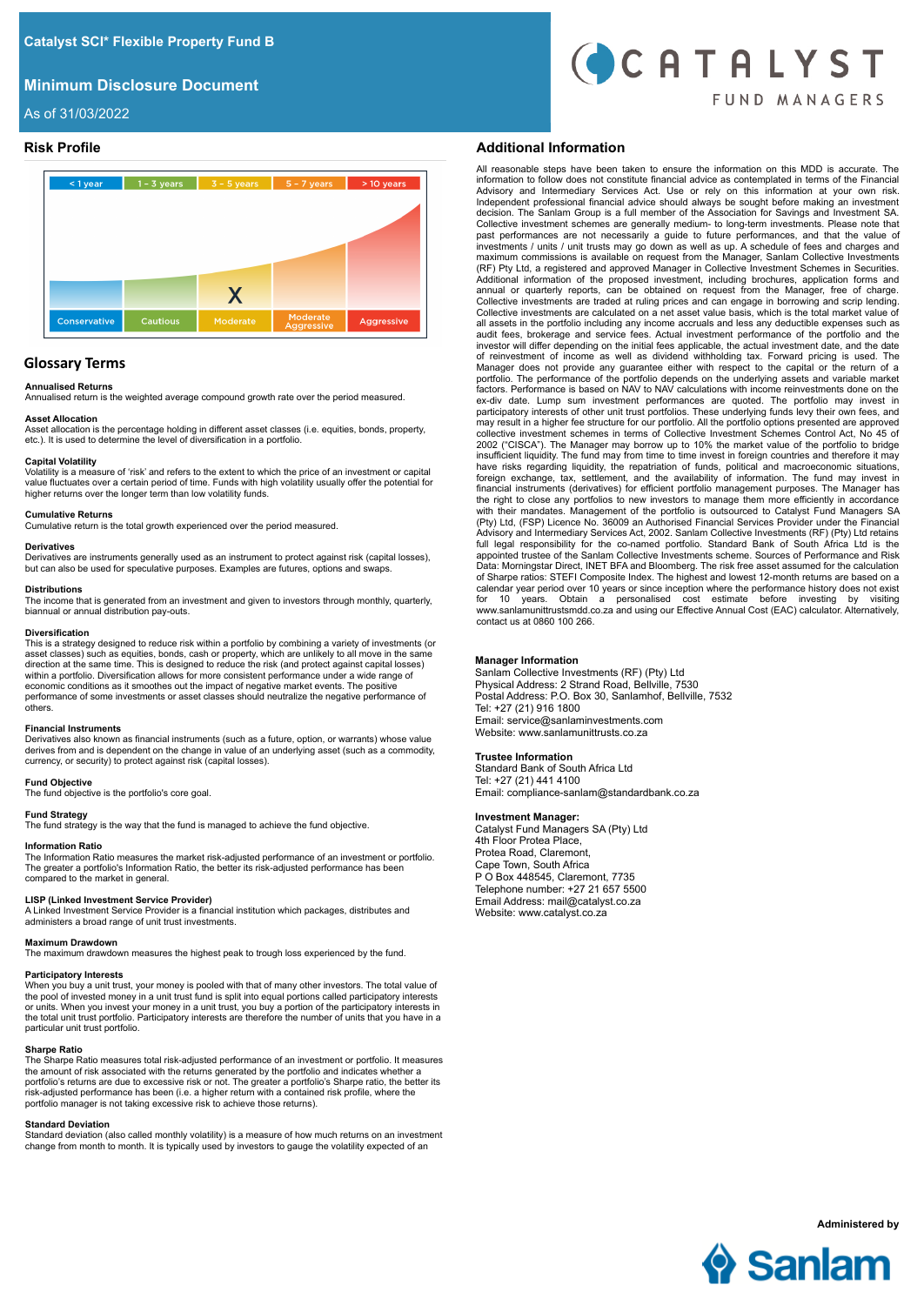# Catalyst SCI* Flexible Property Fund B

## Minimum Disclosure Document

As of 31/03/2022

## Risk Profile

| < 1 year | 1 - 3 years | 3 - 5 years | 5 - 7 years | > 10 years |
|---|---|---|---|---|
| | | X | | |
| Conservative | Cautious | Moderate | Moderate Aggressive | Aggressive |

## Glossary Terms

**Annualised Returns**
Annualised return is the weighted average compound growth rate over the period measured.

**Asset Allocation**
Asset allocation is the percentage holding in different asset classes (i.e. equities, bonds, property, etc.). It is used to determine the level of diversification in a portfolio.

**Capital Volatility**
Volatility is a measure of 'risk' and refers to the extent to which the price of an investment or capital value fluctuates over a certain period of time. Funds with high volatility usually offer the potential for higher returns over the longer term than low volatility funds.

**Cumulative Returns**
Cumulative return is the total growth experienced over the period measured.

**Derivatives**
Derivatives are instruments generally used as an instrument to protect against risk (capital losses), but can also be used for speculative purposes. Examples are futures, options and swaps.

**Distributions**
The income that is generated from an investment and given to investors through monthly, quarterly, biannual or annual distribution pay-outs.

**Diversification**
This is a strategy designed to reduce risk within a portfolio by combining a variety of investments (or asset classes) such as equities, bonds, cash or property, which are unlikely to all move in the same direction at the same time. This is designed to reduce the risk (and protect against capital losses) within a portfolio. Diversification allows for more consistent performance under a wide range of economic conditions as it smoothes out the impact of negative market events. The positive performance of some investments or asset classes should neutralize the negative performance of others.

**Financial Instruments**
Derivatives also known as financial instruments (such as a future, option, or warrants) whose value derives from and is dependent on the change in value of an underlying asset (such as a commodity, currency, or security) to protect against risk (capital losses).

**Fund Objective**
The fund objective is the portfolio's core goal.

**Fund Strategy**
The fund strategy is the way that the fund is managed to achieve the fund objective.

**Information Ratio**
The Information Ratio measures the market risk-adjusted performance of an investment or portfolio. The greater a portfolio's Information Ratio, the better its risk-adjusted performance has been compared to the market in general.

**LISP (Linked Investment Service Provider)**
A Linked Investment Service Provider is a financial institution which packages, distributes and administers a broad range of unit trust investments.

**Maximum Drawdown**
The maximum drawdown measures the highest peak to trough loss experienced by the fund.

**Participatory Interests**
When you buy a unit trust, your money is pooled with that of many other investors. The total value of the pool of invested money in a unit trust fund is split into equal portions called participatory interests or units. When you invest your money in a unit trust, you buy a portion of the participatory interests in the total unit trust portfolio. Participatory interests are therefore the number of units that you have in a particular unit trust portfolio.

**Sharpe Ratio**
The Sharpe Ratio measures total risk-adjusted performance of an investment or portfolio. It measures the amount of risk associated with the returns generated by the portfolio and indicates whether a portfolio's returns are due to excessive risk or not. The greater a portfolio's Sharpe ratio, the better its risk-adjusted performance has been (i.e. a higher return with a contained risk profile, where the portfolio manager is not taking excessive risk to achieve those returns).

**Standard Deviation**
Standard deviation (also called monthly volatility) is a measure of how much returns on an investment change from month to month. It is typically used by investors to gauge the volatility expected of an

## Additional Information

All reasonable steps have been taken to ensure the information on this MDD is accurate. The information to follow does not constitute financial advice as contemplated in terms of the Financial Advisory and Intermediary Services Act. Use or rely on this information at your own risk. Independent professional financial advice should always be sought before making an investment decision. The Sanlam Group is a full member of the Association for Savings and Investment SA. Collective investment schemes are generally medium- to long-term investments. Please note that past performances are not necessarily a guide to future performances, and that the value of investments / units / unit trusts may go down as well as up. A schedule of fees and charges and maximum commissions is available on request from the Manager, Sanlam Collective Investments (RF) Pty Ltd, a registered and approved Manager in Collective Investment Schemes in Securities. Additional information of the proposed investment, including brochures, application forms and annual or quarterly reports, can be obtained on request from the Manager, free of charge. Collective investments are traded at ruling prices and can engage in borrowing and scrip lending. Collective investments are calculated on a net asset value basis, which is the total market value of all assets in the portfolio including any income accruals and less any deductible expenses such as audit fees, brokerage and service fees. Actual investment performance of the portfolio and the investor will differ depending on the initial fees applicable, the actual investment date, and the date of reinvestment of income as well as dividend withholding tax. Forward pricing is used. The Manager does not provide any guarantee either with respect to the capital or the return of a portfolio. The performance of the portfolio depends on the underlying assets and variable market factors. Performance is based on NAV to NAV calculations with income reinvestments done on the ex-div date. Lump sum investment performances are quoted. The portfolio may invest in participatory interests of other unit trust portfolios. These underlying funds levy their own fees, and may result in a higher fee structure for our portfolio. All the portfolio options presented are approved collective investment schemes in terms of Collective Investment Schemes Control Act, No 45 of 2002 ("CISCA"). The Manager may borrow up to 10% the market value of the portfolio to bridge insufficient liquidity. The fund may from time to time invest in foreign countries and therefore it may have risks regarding liquidity, the repatriation of funds, political and macroeconomic situations, foreign exchange, tax, settlement, and the availability of information. The fund may invest in financial instruments (derivatives) for efficient portfolio management purposes. The Manager has the right to close any portfolios to new investors to manage them more efficiently in accordance with their mandates. Management of the portfolio is outsourced to Catalyst Fund Managers SA (Pty) Ltd, (FSP) Licence No. 36009 an Authorised Financial Services Provider under the Financial Advisory and Intermediary Services Act, 2002. Sanlam Collective Investments (RF) (Pty) Ltd retains full legal responsibility for the co-named portfolio. Standard Bank of South Africa Ltd is the appointed trustee of the Sanlam Collective Investments scheme. Sources of Performance and Risk Data: Morningstar Direct, INET BFA and Bloomberg. The risk free asset assumed for the calculation of Sharpe ratios: STEFI Composite Index. The highest and lowest 12-month returns are based on a calendar year period over 10 years or since inception where the performance history does not exist for 10 years. Obtain a personalised cost estimate before investing by visiting www.sanlamunittrustsmdd.co.za and using our Effective Annual Cost (EAC) calculator. Alternatively, contact us at 0860 100 266.

**Manager Information**
Sanlam Collective Investments (RF) (Pty) Ltd
Physical Address: 2 Strand Road, Bellville, 7530
Postal Address: P.O. Box 30, Sanlamhof, Bellville, 7532
Tel: +27 (21) 916 1800
Email: service@sanlaminvestments.com
Website: www.sanlamunittrusts.co.za

**Trustee Information**
Standard Bank of South Africa Ltd
Tel: +27 (21) 441 4100
Email: compliance-sanlam@standardbank.co.za

**Investment Manager:**
Catalyst Fund Managers SA (Pty) Ltd
4th Floor Protea Place,
Protea Road, Claremont,
Cape Town, South Africa
P O Box 448545, Claremont, 7735
Telephone number: +27 21 657 5500
Email Address: mail@catalyst.co.za
Website: www.catalyst.co.za

**Administered by**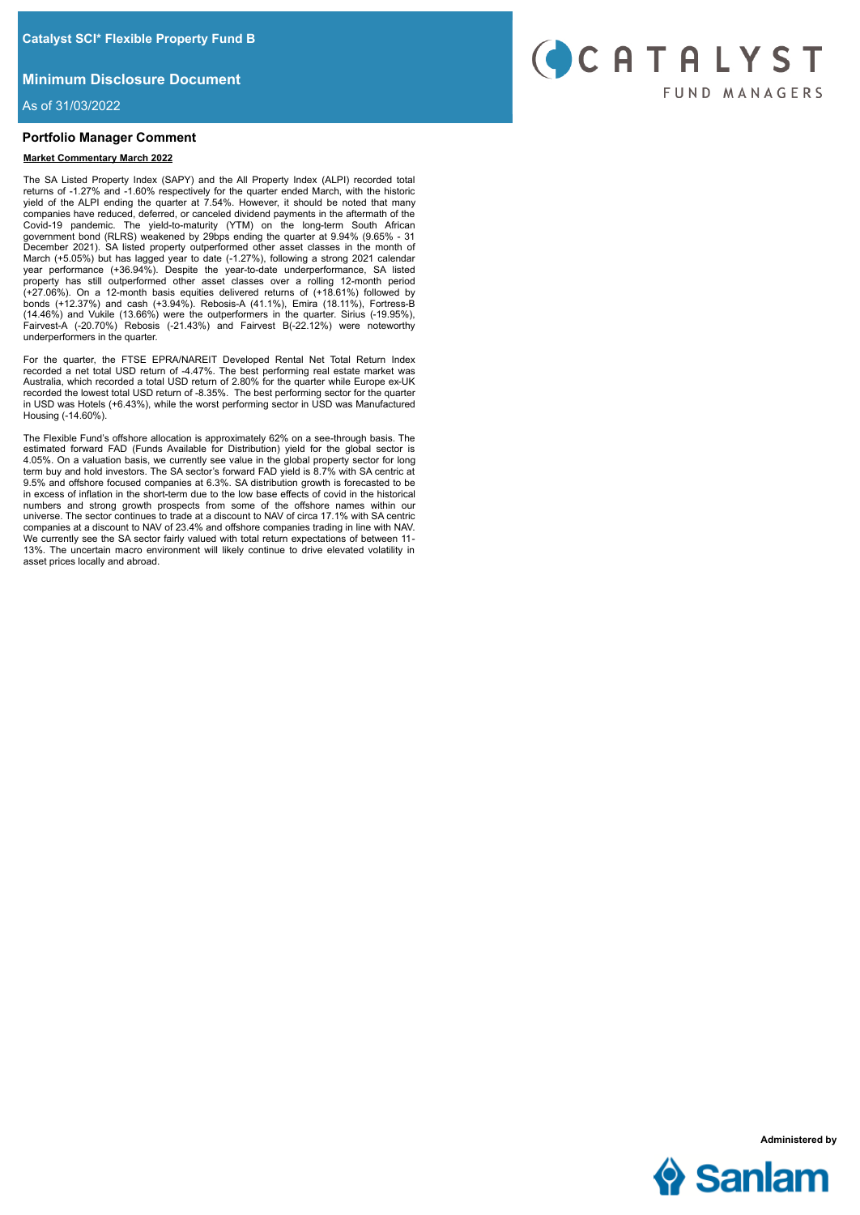**Catalyst SCI* Flexible Property Fund B**

## Minimum Disclosure Document

As of 31/03/2022

CATALYST FUND MANAGERS

## Portfolio Manager Comment

**Market Commentary March 2022**

The SA Listed Property Index (SAPY) and the All Property Index (ALPI) recorded total returns of -1.27% and -1.60% respectively for the quarter ended March, with the historic yield of the ALPI ending the quarter at 7.54%. However, it should be noted that many companies have reduced, deferred, or canceled dividend payments in the aftermath of the Covid-19 pandemic. The yield-to-maturity (YTM) on the long-term South African government bond (RLRS) weakened by 29bps ending the quarter at 9.94% (9.65% - 31 December 2021). SA listed property outperformed other asset classes in the month of March (+5.05%) but has lagged year to date (-1.27%), following a strong 2021 calendar year performance (+36.94%). Despite the year-to-date underperformance, SA listed property has still outperformed other asset classes over a rolling 12-month period (+27.06%). On a 12-month basis equities delivered returns of (+18.61%) followed by bonds (+12.37%) and cash (+3.94%). Rebosis-A (41.1%), Emira (18.11%), Fortress-B (14.46%) and Vukile (13.66%) were the outperformers in the quarter. Sirius (-19.95%), Fairvest-A (-20.70%) Rebosis (-21.43%) and Fairvest B(-22.12%) were noteworthy underperformers in the quarter.

For the quarter, the FTSE EPRA/NAREIT Developed Rental Net Total Return Index recorded a net total USD return of -4.47%. The best performing real estate market was Australia, which recorded a total USD return of 2.80% for the quarter while Europe ex-UK recorded the lowest total USD return of -8.35%. The best performing sector for the quarter in USD was Hotels (+6.43%), while the worst performing sector in USD was Manufactured Housing (-14.60%).

The Flexible Fund's offshore allocation is approximately 62% on a see-through basis. The estimated forward FAD (Funds Available for Distribution) yield for the global sector is 4.05%. On a valuation basis, we currently see value in the global property sector for long term buy and hold investors. The SA sector's forward FAD yield is 8.7% with SA centric at 9.5% and offshore focused companies at 6.3%. SA distribution growth is forecasted to be in excess of inflation in the short-term due to the low base effects of covid in the historical numbers and strong growth prospects from some of the offshore names within our universe. The sector continues to trade at a discount to NAV of circa 17.1% with SA centric companies at a discount to NAV of 23.4% and offshore companies trading in line with NAV. We currently see the SA sector fairly valued with total return expectations of between 11-13%. The uncertain macro environment will likely continue to drive elevated volatility in asset prices locally and abroad.

**Administered by**

Sanlam